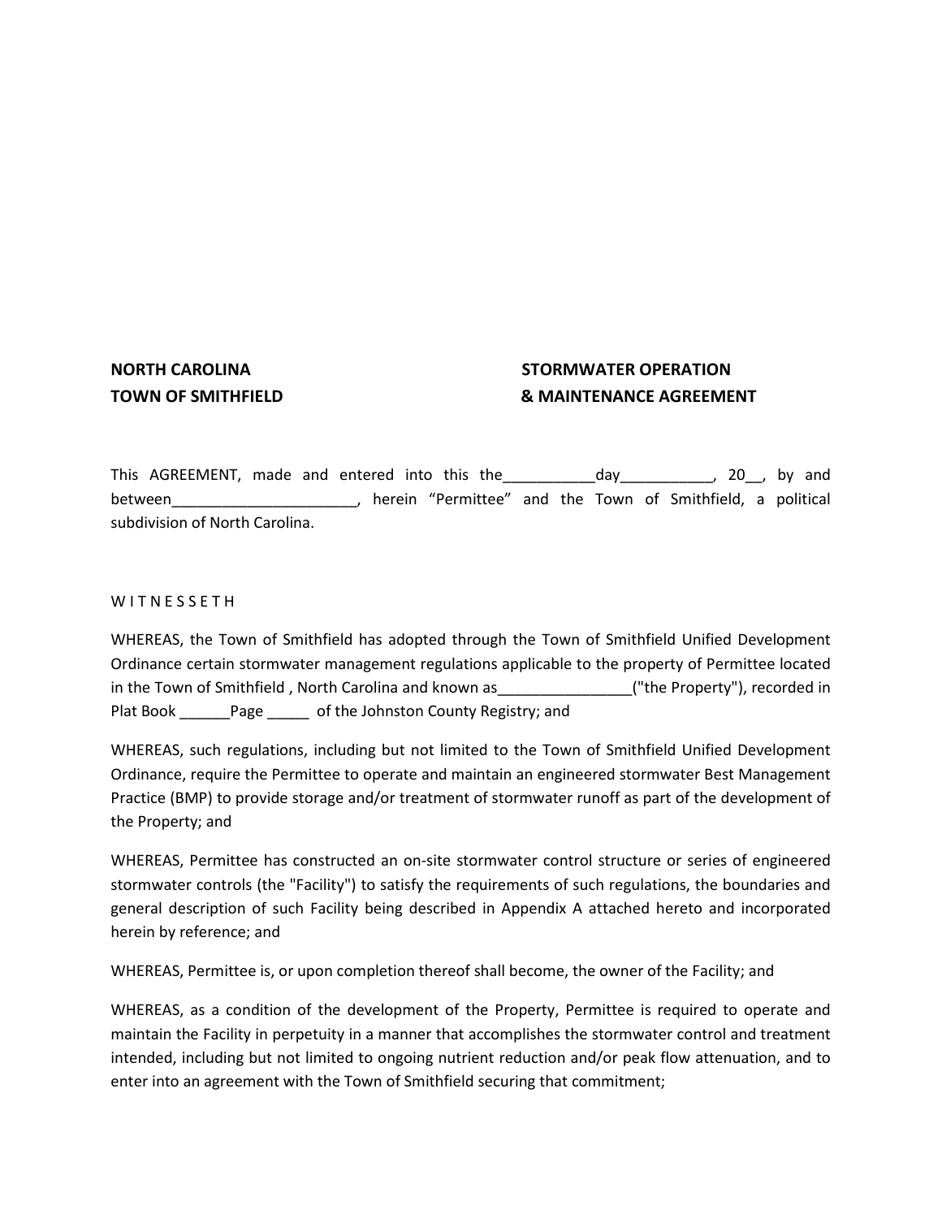**NORTH CAROLINA**
**TOWN OF SMITHFIELD**

**STORMWATER OPERATION**
**& MAINTENANCE AGREEMENT**

This AGREEMENT, made and entered into this the___________day___________, 20__, by and between______________________, herein "Permittee" and the Town of Smithfield, a political subdivision of North Carolina.

W I T N E S S E T H

WHEREAS, the Town of Smithfield has adopted through the Town of Smithfield Unified Development Ordinance certain stormwater management regulations applicable to the property of Permittee located in the Town of Smithfield , North Carolina and known as________________("the Property"), recorded in Plat Book ______Page _____ of the Johnston County Registry; and

WHEREAS, such regulations, including but not limited to the Town of Smithfield Unified Development Ordinance, require the Permittee to operate and maintain an engineered stormwater Best Management Practice (BMP) to provide storage and/or treatment of stormwater runoff as part of the development of the Property; and

WHEREAS, Permittee has constructed an on-site stormwater control structure or series of engineered stormwater controls (the "Facility") to satisfy the requirements of such regulations, the boundaries and general description of such Facility being described in Appendix A attached hereto and incorporated herein by reference; and

WHEREAS, Permittee is, or upon completion thereof shall become, the owner of the Facility; and

WHEREAS, as a condition of the development of the Property, Permittee is required to operate and maintain the Facility in perpetuity in a manner that accomplishes the stormwater control and treatment intended, including but not limited to ongoing nutrient reduction and/or peak flow attenuation, and to enter into an agreement with the Town of Smithfield securing that commitment;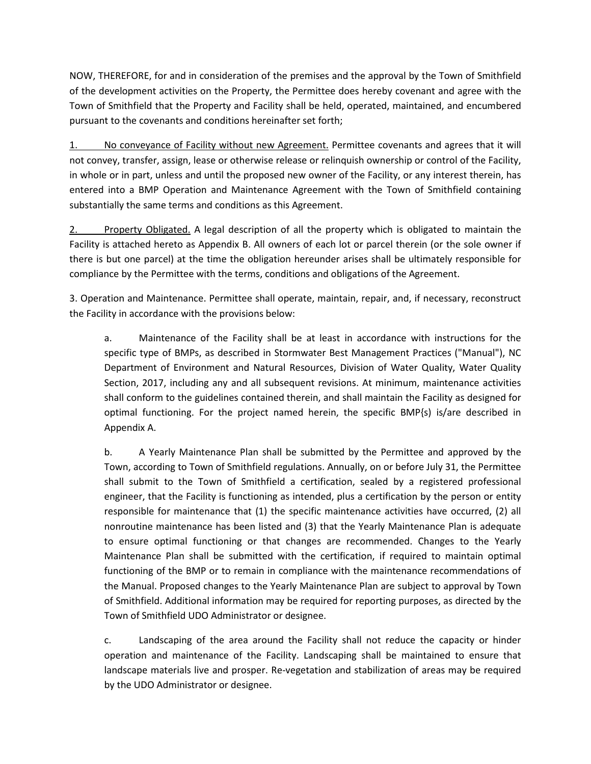NOW, THEREFORE, for and in consideration of the premises and the approval by the Town of Smithfield of the development activities on the Property, the Permittee does hereby covenant and agree with the Town of Smithfield that the Property and Facility shall be held, operated, maintained, and encumbered pursuant to the covenants and conditions hereinafter set forth;

1. <u>No conveyance of Facility without new Agreement.</u> Permittee covenants and agrees that it will not convey, transfer, assign, lease or otherwise release or relinquish ownership or control of the Facility, in whole or in part, unless and until the proposed new owner of the Facility, or any interest therein, has entered into a BMP Operation and Maintenance Agreement with the Town of Smithfield containing substantially the same terms and conditions as this Agreement.

2. <u>Property Obligated.</u> A legal description of all the property which is obligated to maintain the Facility is attached hereto as Appendix B. All owners of each lot or parcel therein (or the sole owner if there is but one parcel) at the time the obligation hereunder arises shall be ultimately responsible for compliance by the Permittee with the terms, conditions and obligations of the Agreement.

3. Operation and Maintenance. Permittee shall operate, maintain, repair, and, if necessary, reconstruct the Facility in accordance with the provisions below:

a. Maintenance of the Facility shall be at least in accordance with instructions for the specific type of BMPs, as described in Stormwater Best Management Practices ("Manual"), NC Department of Environment and Natural Resources, Division of Water Quality, Water Quality Section, 2017, including any and all subsequent revisions. At minimum, maintenance activities shall conform to the guidelines contained therein, and shall maintain the Facility as designed for optimal functioning. For the project named herein, the specific BMP{s) is/are described in Appendix A.

b. A Yearly Maintenance Plan shall be submitted by the Permittee and approved by the Town, according to Town of Smithfield regulations. Annually, on or before July 31, the Permittee shall submit to the Town of Smithfield a certification, sealed by a registered professional engineer, that the Facility is functioning as intended, plus a certification by the person or entity responsible for maintenance that (1) the specific maintenance activities have occurred, (2) all nonroutine maintenance has been listed and (3) that the Yearly Maintenance Plan is adequate to ensure optimal functioning or that changes are recommended. Changes to the Yearly Maintenance Plan shall be submitted with the certification, if required to maintain optimal functioning of the BMP or to remain in compliance with the maintenance recommendations of the Manual. Proposed changes to the Yearly Maintenance Plan are subject to approval by Town of Smithfield. Additional information may be required for reporting purposes, as directed by the Town of Smithfield UDO Administrator or designee.

c. Landscaping of the area around the Facility shall not reduce the capacity or hinder operation and maintenance of the Facility. Landscaping shall be maintained to ensure that landscape materials live and prosper. Re-vegetation and stabilization of areas may be required by the UDO Administrator or designee.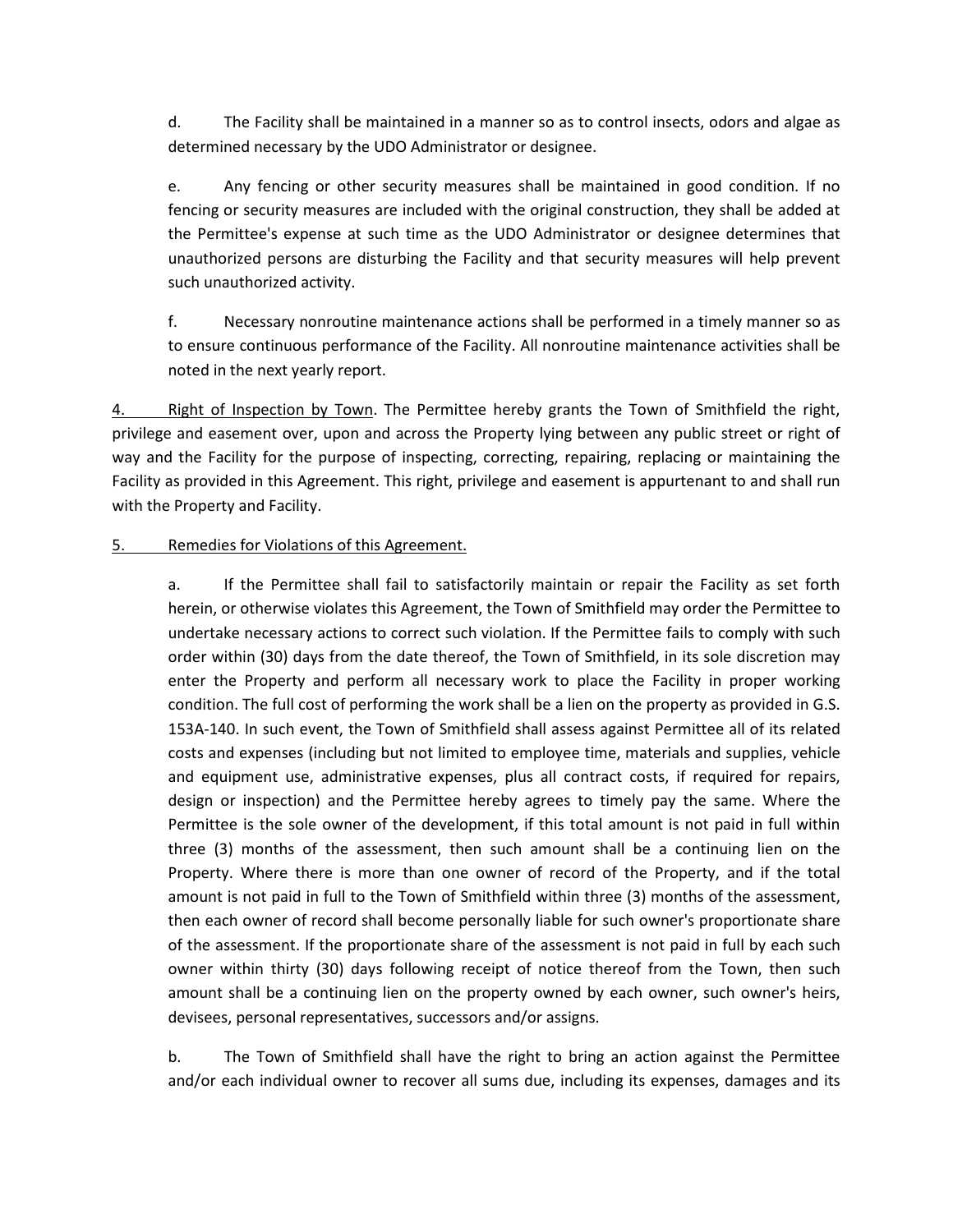d. The Facility shall be maintained in a manner so as to control insects, odors and algae as determined necessary by the UDO Administrator or designee.

e. Any fencing or other security measures shall be maintained in good condition. If no fencing or security measures are included with the original construction, they shall be added at the Permittee's expense at such time as the UDO Administrator or designee determines that unauthorized persons are disturbing the Facility and that security measures will help prevent such unauthorized activity.

f. Necessary nonroutine maintenance actions shall be performed in a timely manner so as to ensure continuous performance of the Facility. All nonroutine maintenance activities shall be noted in the next yearly report.

4. Right of Inspection by Town. The Permittee hereby grants the Town of Smithfield the right, privilege and easement over, upon and across the Property lying between any public street or right of way and the Facility for the purpose of inspecting, correcting, repairing, replacing or maintaining the Facility as provided in this Agreement. This right, privilege and easement is appurtenant to and shall run with the Property and Facility.

5. Remedies for Violations of this Agreement.

a. If the Permittee shall fail to satisfactorily maintain or repair the Facility as set forth herein, or otherwise violates this Agreement, the Town of Smithfield may order the Permittee to undertake necessary actions to correct such violation. If the Permittee fails to comply with such order within (30) days from the date thereof, the Town of Smithfield, in its sole discretion may enter the Property and perform all necessary work to place the Facility in proper working condition. The full cost of performing the work shall be a lien on the property as provided in G.S. 153A-140. In such event, the Town of Smithfield shall assess against Permittee all of its related costs and expenses (including but not limited to employee time, materials and supplies, vehicle and equipment use, administrative expenses, plus all contract costs, if required for repairs, design or inspection) and the Permittee hereby agrees to timely pay the same. Where the Permittee is the sole owner of the development, if this total amount is not paid in full within three (3) months of the assessment, then such amount shall be a continuing lien on the Property. Where there is more than one owner of record of the Property, and if the total amount is not paid in full to the Town of Smithfield within three (3) months of the assessment, then each owner of record shall become personally liable for such owner's proportionate share of the assessment. If the proportionate share of the assessment is not paid in full by each such owner within thirty (30) days following receipt of notice thereof from the Town, then such amount shall be a continuing lien on the property owned by each owner, such owner's heirs, devisees, personal representatives, successors and/or assigns.

b. The Town of Smithfield shall have the right to bring an action against the Permittee and/or each individual owner to recover all sums due, including its expenses, damages and its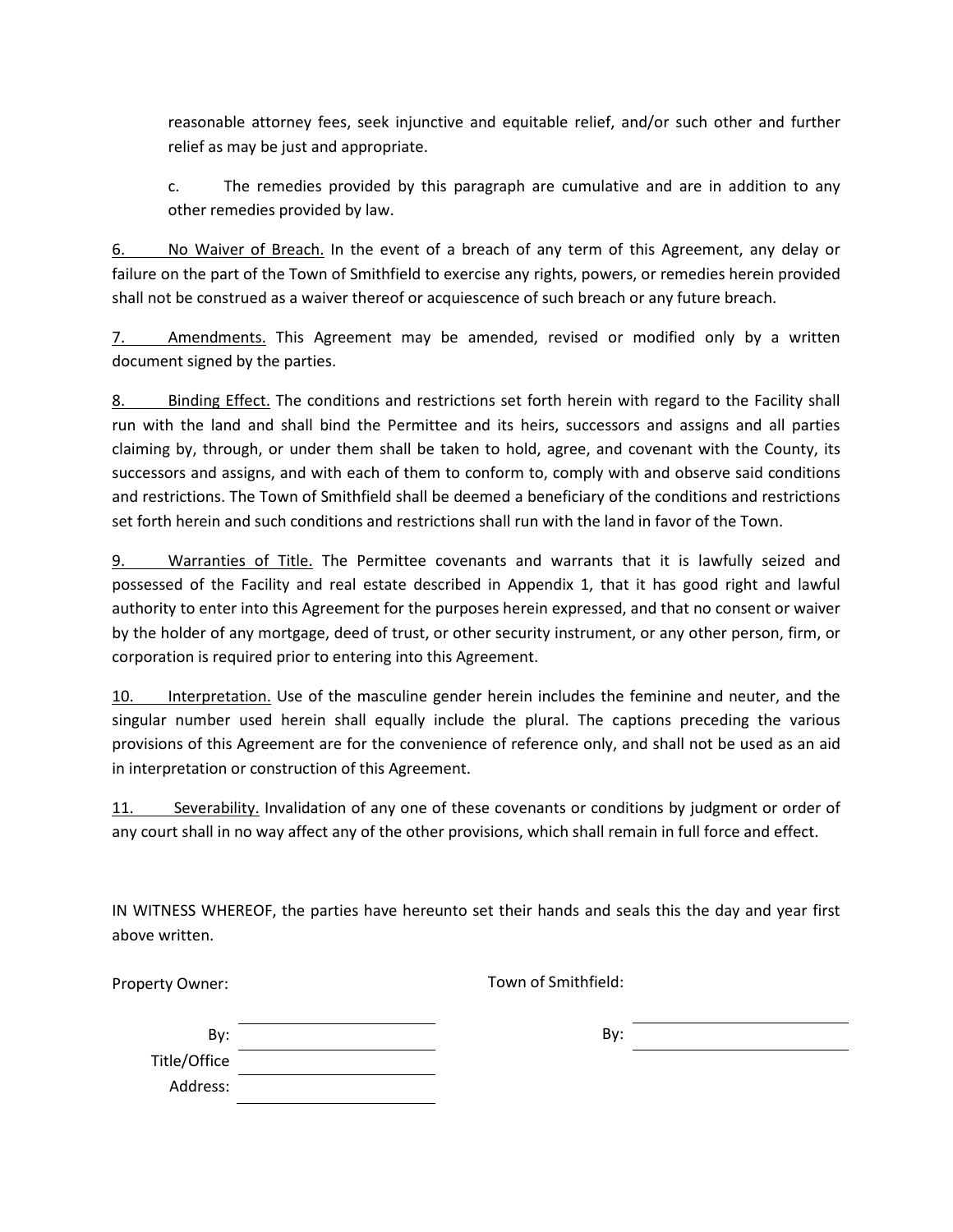reasonable attorney fees, seek injunctive and equitable relief, and/or such other and further relief as may be just and appropriate.

c. The remedies provided by this paragraph are cumulative and are in addition to any other remedies provided by law.

<u>6. No Waiver of Breach.</u> In the event of a breach of any term of this Agreement, any delay or failure on the part of the Town of Smithfield to exercise any rights, powers, or remedies herein provided shall not be construed as a waiver thereof or acquiescence of such breach or any future breach.

<u>7. Amendments.</u> This Agreement may be amended, revised or modified only by a written document signed by the parties.

<u>8. Binding Effect.</u> The conditions and restrictions set forth herein with regard to the Facility shall run with the land and shall bind the Permittee and its heirs, successors and assigns and all parties claiming by, through, or under them shall be taken to hold, agree, and covenant with the County, its successors and assigns, and with each of them to conform to, comply with and observe said conditions and restrictions. The Town of Smithfield shall be deemed a beneficiary of the conditions and restrictions set forth herein and such conditions and restrictions shall run with the land in favor of the Town.

<u>9. Warranties of Title.</u> The Permittee covenants and warrants that it is lawfully seized and possessed of the Facility and real estate described in Appendix 1, that it has good right and lawful authority to enter into this Agreement for the purposes herein expressed, and that no consent or waiver by the holder of any mortgage, deed of trust, or other security instrument, or any other person, firm, or corporation is required prior to entering into this Agreement.

<u>10. Interpretation.</u> Use of the masculine gender herein includes the feminine and neuter, and the singular number used herein shall equally include the plural. The captions preceding the various provisions of this Agreement are for the convenience of reference only, and shall not be used as an aid in interpretation or construction of this Agreement.

<u>11. Severability.</u> Invalidation of any one of these covenants or conditions by judgment or order of any court shall in no way affect any of the other provisions, which shall remain in full force and effect.

IN WITNESS WHEREOF, the parties have hereunto set their hands and seals this the day and year first above written.

Property Owner:

By: ______________________

Title/Office ______________________

Address: ______________________

Town of Smithfield:

By: ______________________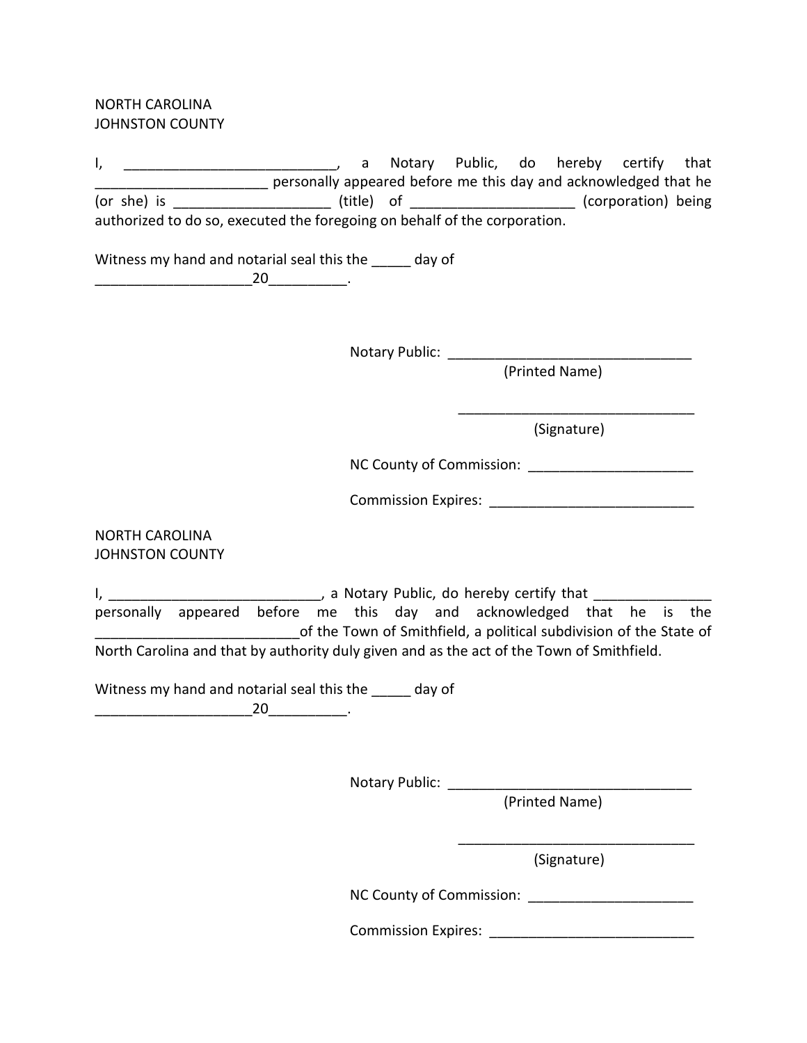NORTH CAROLINA
JOHNSTON COUNTY

I, ___________________________, a Notary Public, do hereby certify that ______________________ personally appeared before me this day and acknowledged that he (or she) is ____________________ (title) of _____________________ (corporation) being authorized to do so, executed the foregoing on behalf of the corporation.

Witness my hand and notarial seal this the _____ day of ____________________20__________.

Notary Public: ________________________________
(Printed Name)

_______________________________
(Signature)

NC County of Commission: _____________________

Commission Expires: __________________________

NORTH CAROLINA
JOHNSTON COUNTY

I, ___________________________, a Notary Public, do hereby certify that _______________ personally appeared before me this day and acknowledged that he is the __________________________of the Town of Smithfield, a political subdivision of the State of North Carolina and that by authority duly given and as the act of the Town of Smithfield.

Witness my hand and notarial seal this the _____ day of ____________________20__________.

Notary Public: ________________________________
(Printed Name)

_______________________________
(Signature)

NC County of Commission: _____________________

Commission Expires: __________________________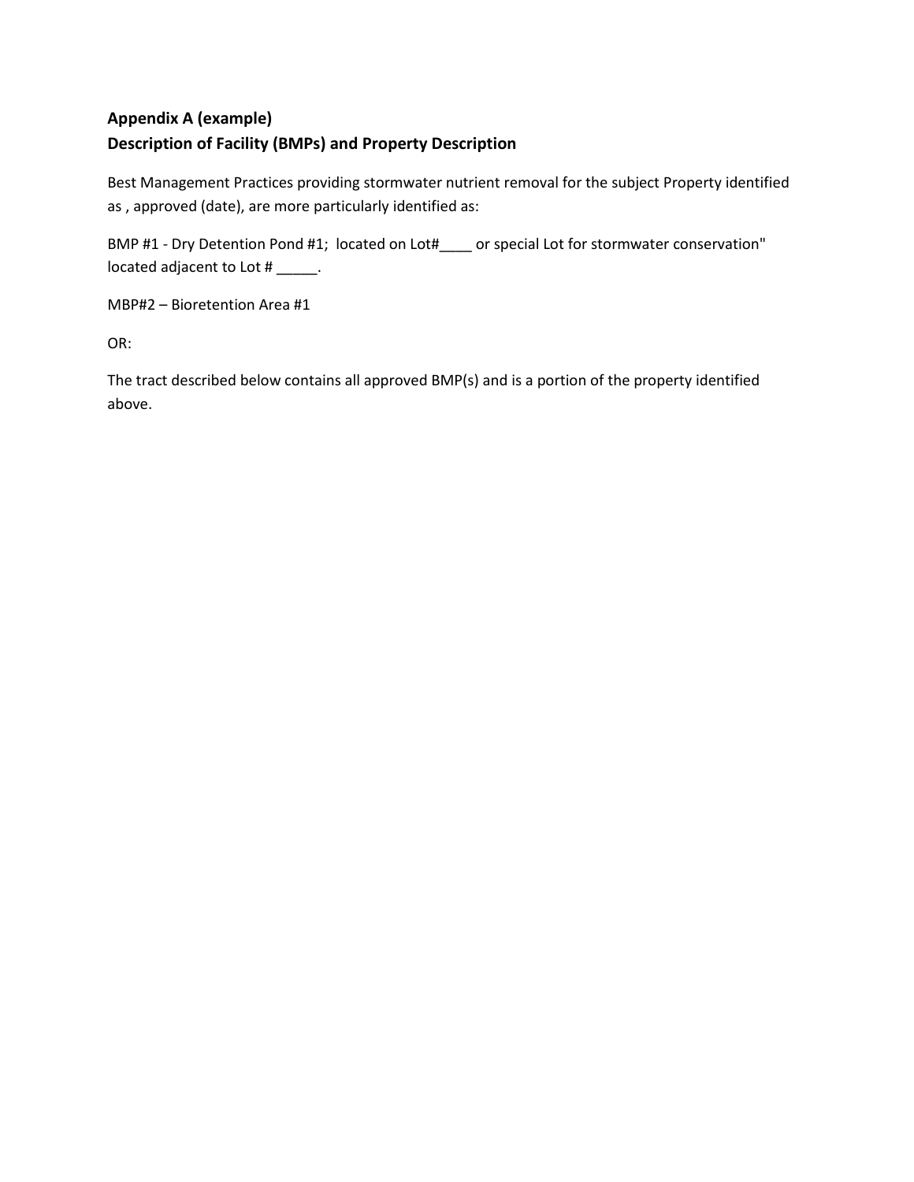**Appendix A (example)**
**Description of Facility (BMPs) and Property Description**

Best Management Practices providing stormwater nutrient removal for the subject Property identified as , approved (date), are more particularly identified as:

BMP #1 - Dry Detention Pond #1; located on Lot#____ or special Lot for stormwater conservation" located adjacent to Lot # _____.

MBP#2 – Bioretention Area #1

OR:

The tract described below contains all approved BMP(s) and is a portion of the property identified above.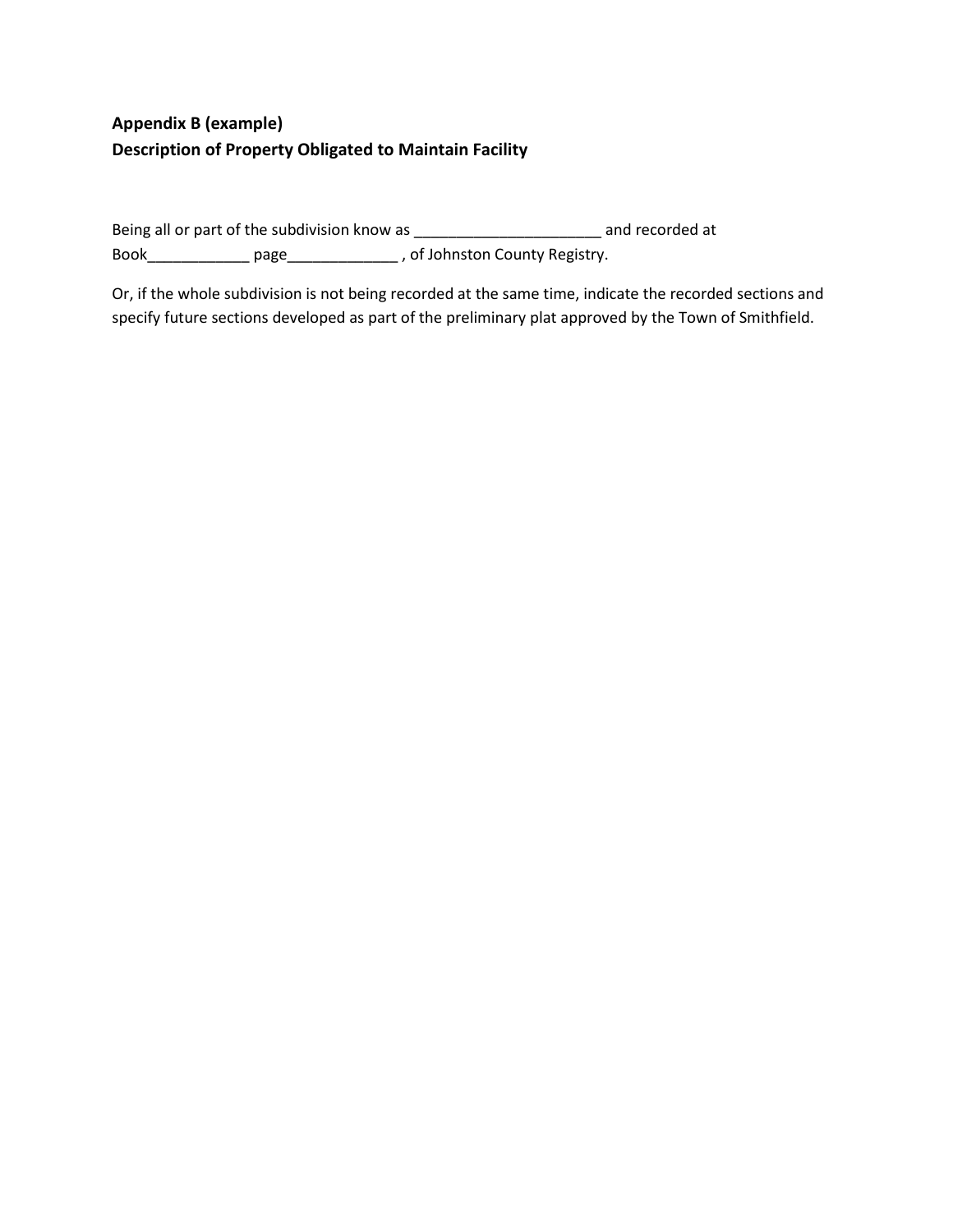**Appendix B (example)**
**Description of Property Obligated to Maintain Facility**

Being all or part of the subdivision know as ______________________ and recorded at Book____________ page_____________ , of Johnston County Registry.

Or, if the whole subdivision is not being recorded at the same time, indicate the recorded sections and specify future sections developed as part of the preliminary plat approved by the Town of Smithfield.